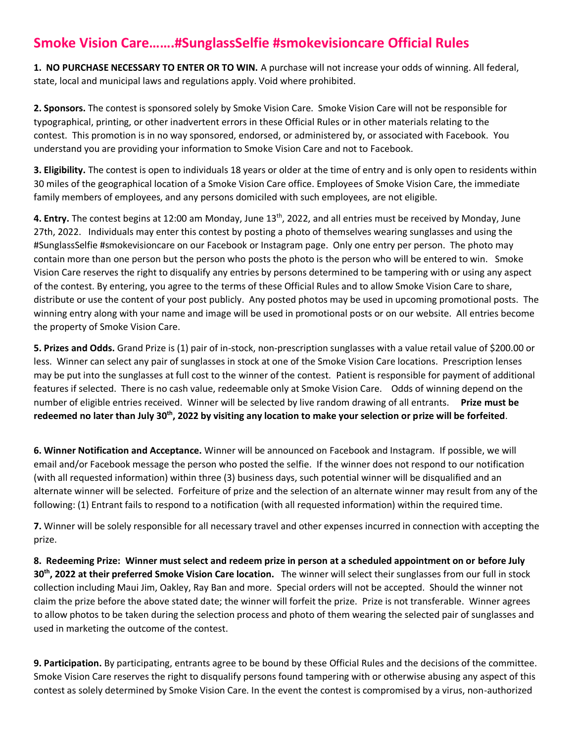# Smoke Vision Care…….#SunglassSelfie #smokevisioncare Official Rules

**1. NO PURCHASE NECESSARY TO ENTER OR TO WIN.** A purchase will not increase your odds of winning. All federal, state, local and municipal laws and regulations apply. Void where prohibited.

**2. Sponsors.** The contest is sponsored solely by Smoke Vision Care. Smoke Vision Care will not be responsible for typographical, printing, or other inadvertent errors in these Official Rules or in other materials relating to the contest. This promotion is in no way sponsored, endorsed, or administered by, or associated with Facebook. You understand you are providing your information to Smoke Vision Care and not to Facebook.

**3. Eligibility.** The contest is open to individuals 18 years or older at the time of entry and is only open to residents within 30 miles of the geographical location of a Smoke Vision Care office. Employees of Smoke Vision Care, the immediate family members of employees, and any persons domiciled with such employees, are not eligible.

**4. Entry.** The contest begins at 12:00 am Monday, June 13th, 2022, and all entries must be received by Monday, June 27th, 2022. Individuals may enter this contest by posting a photo of themselves wearing sunglasses and using the #SunglassSelfie #smokevisioncare on our Facebook or Instagram page. Only one entry per person. The photo may contain more than one person but the person who posts the photo is the person who will be entered to win. Smoke Vision Care reserves the right to disqualify any entries by persons determined to be tampering with or using any aspect of the contest. By entering, you agree to the terms of these Official Rules and to allow Smoke Vision Care to share, distribute or use the content of your post publicly. Any posted photos may be used in upcoming promotional posts. The winning entry along with your name and image will be used in promotional posts or on our website. All entries become the property of Smoke Vision Care.

**5. Prizes and Odds.** Grand Prize is (1) pair of in-stock, non-prescription sunglasses with a value retail value of $200.00 or less. Winner can select any pair of sunglasses in stock at one of the Smoke Vision Care locations. Prescription lenses may be put into the sunglasses at full cost to the winner of the contest. Patient is responsible for payment of additional features if selected. There is no cash value, redeemable only at Smoke Vision Care. Odds of winning depend on the number of eligible entries received. Winner will be selected by live random drawing of all entrants. **Prize must be redeemed no later than July 30th, 2022 by visiting any location to make your selection or prize will be forfeited**.

**6. Winner Notification and Acceptance.** Winner will be announced on Facebook and Instagram. If possible, we will email and/or Facebook message the person who posted the selfie. If the winner does not respond to our notification (with all requested information) within three (3) business days, such potential winner will be disqualified and an alternate winner will be selected. Forfeiture of prize and the selection of an alternate winner may result from any of the following: (1) Entrant fails to respond to a notification (with all requested information) within the required time.

**7.** Winner will be solely responsible for all necessary travel and other expenses incurred in connection with accepting the prize.

**8. Redeeming Prize: Winner must select and redeem prize in person at a scheduled appointment on or before July 30th, 2022 at their preferred Smoke Vision Care location.** The winner will select their sunglasses from our full in stock collection including Maui Jim, Oakley, Ray Ban and more. Special orders will not be accepted. Should the winner not claim the prize before the above stated date; the winner will forfeit the prize. Prize is not transferable. Winner agrees to allow photos to be taken during the selection process and photo of them wearing the selected pair of sunglasses and used in marketing the outcome of the contest.

**9. Participation.** By participating, entrants agree to be bound by these Official Rules and the decisions of the committee. Smoke Vision Care reserves the right to disqualify persons found tampering with or otherwise abusing any aspect of this contest as solely determined by Smoke Vision Care. In the event the contest is compromised by a virus, non-authorized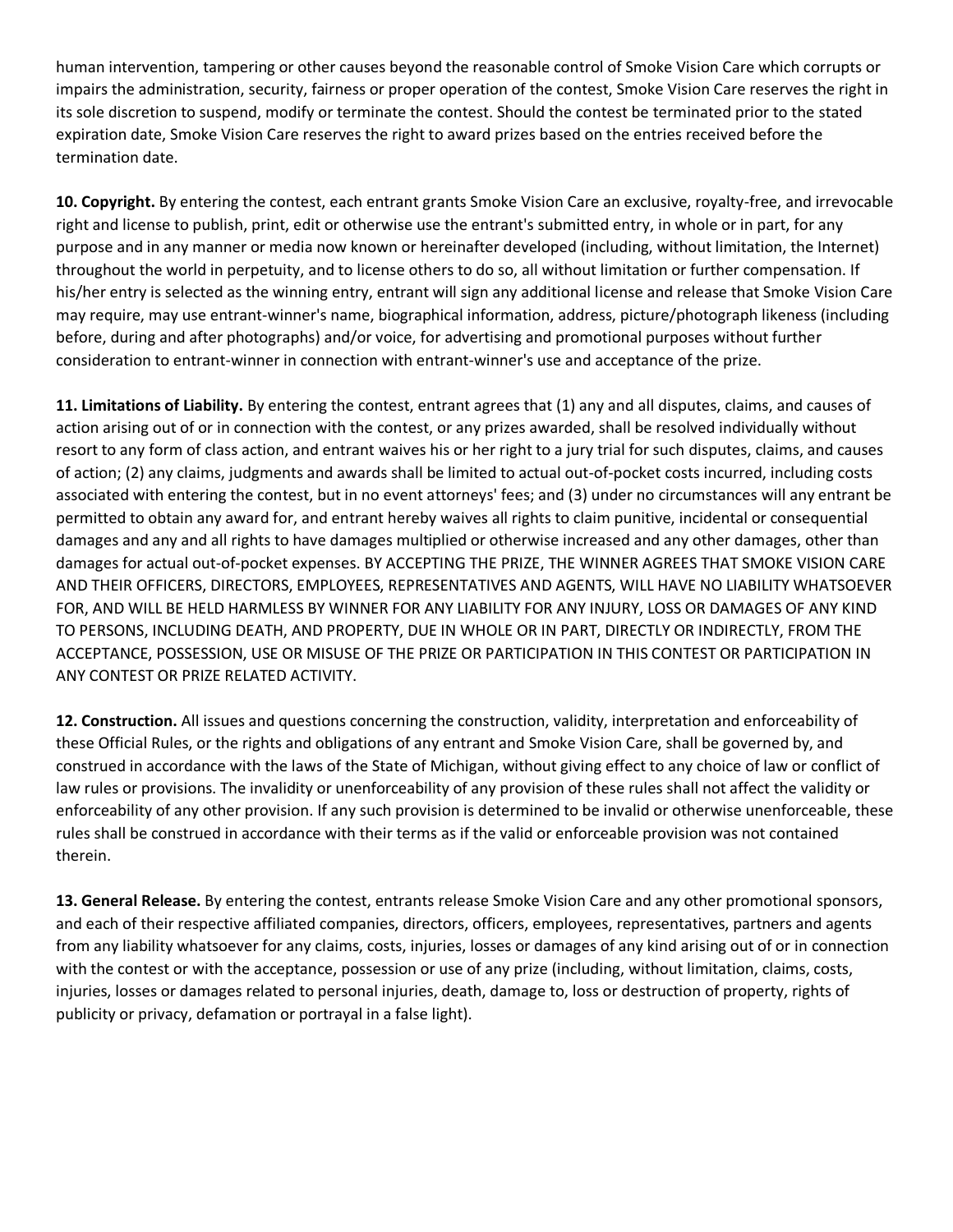human intervention, tampering or other causes beyond the reasonable control of Smoke Vision Care which corrupts or impairs the administration, security, fairness or proper operation of the contest, Smoke Vision Care reserves the right in its sole discretion to suspend, modify or terminate the contest. Should the contest be terminated prior to the stated expiration date, Smoke Vision Care reserves the right to award prizes based on the entries received before the termination date.

**10. Copyright.** By entering the contest, each entrant grants Smoke Vision Care an exclusive, royalty-free, and irrevocable right and license to publish, print, edit or otherwise use the entrant's submitted entry, in whole or in part, for any purpose and in any manner or media now known or hereinafter developed (including, without limitation, the Internet) throughout the world in perpetuity, and to license others to do so, all without limitation or further compensation. If his/her entry is selected as the winning entry, entrant will sign any additional license and release that Smoke Vision Care may require, may use entrant-winner's name, biographical information, address, picture/photograph likeness (including before, during and after photographs) and/or voice, for advertising and promotional purposes without further consideration to entrant-winner in connection with entrant-winner's use and acceptance of the prize.

**11. Limitations of Liability.** By entering the contest, entrant agrees that (1) any and all disputes, claims, and causes of action arising out of or in connection with the contest, or any prizes awarded, shall be resolved individually without resort to any form of class action, and entrant waives his or her right to a jury trial for such disputes, claims, and causes of action; (2) any claims, judgments and awards shall be limited to actual out-of-pocket costs incurred, including costs associated with entering the contest, but in no event attorneys' fees; and (3) under no circumstances will any entrant be permitted to obtain any award for, and entrant hereby waives all rights to claim punitive, incidental or consequential damages and any and all rights to have damages multiplied or otherwise increased and any other damages, other than damages for actual out-of-pocket expenses. BY ACCEPTING THE PRIZE, THE WINNER AGREES THAT SMOKE VISION CARE AND THEIR OFFICERS, DIRECTORS, EMPLOYEES, REPRESENTATIVES AND AGENTS, WILL HAVE NO LIABILITY WHATSOEVER FOR, AND WILL BE HELD HARMLESS BY WINNER FOR ANY LIABILITY FOR ANY INJURY, LOSS OR DAMAGES OF ANY KIND TO PERSONS, INCLUDING DEATH, AND PROPERTY, DUE IN WHOLE OR IN PART, DIRECTLY OR INDIRECTLY, FROM THE ACCEPTANCE, POSSESSION, USE OR MISUSE OF THE PRIZE OR PARTICIPATION IN THIS CONTEST OR PARTICIPATION IN ANY CONTEST OR PRIZE RELATED ACTIVITY.

**12. Construction.** All issues and questions concerning the construction, validity, interpretation and enforceability of these Official Rules, or the rights and obligations of any entrant and Smoke Vision Care, shall be governed by, and construed in accordance with the laws of the State of Michigan, without giving effect to any choice of law or conflict of law rules or provisions. The invalidity or unenforceability of any provision of these rules shall not affect the validity or enforceability of any other provision. If any such provision is determined to be invalid or otherwise unenforceable, these rules shall be construed in accordance with their terms as if the valid or enforceable provision was not contained therein.

**13. General Release.** By entering the contest, entrants release Smoke Vision Care and any other promotional sponsors, and each of their respective affiliated companies, directors, officers, employees, representatives, partners and agents from any liability whatsoever for any claims, costs, injuries, losses or damages of any kind arising out of or in connection with the contest or with the acceptance, possession or use of any prize (including, without limitation, claims, costs, injuries, losses or damages related to personal injuries, death, damage to, loss or destruction of property, rights of publicity or privacy, defamation or portrayal in a false light).